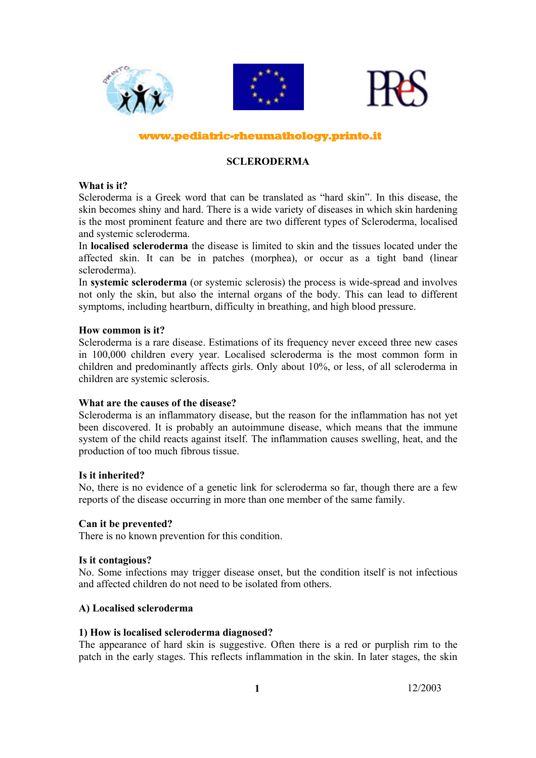www.pediatric-rheumathology.printo.it

# SCLERODERMA

**What is it?**

Scleroderma is a Greek word that can be translated as "hard skin". In this disease, the skin becomes shiny and hard. There is a wide variety of diseases in which skin hardening is the most prominent feature and there are two different types of Scleroderma, localised and systemic scleroderma.

In **localised scleroderma** the disease is limited to skin and the tissues located under the affected skin. It can be in patches (morphea), or occur as a tight band (linear scleroderma).

In **systemic scleroderma** (or systemic sclerosis) the process is wide-spread and involves not only the skin, but also the internal organs of the body. This can lead to different symptoms, including heartburn, difficulty in breathing, and high blood pressure.

**How common is it?**

Scleroderma is a rare disease. Estimations of its frequency never exceed three new cases in 100,000 children every year. Localised scleroderma is the most common form in children and predominantly affects girls. Only about 10%, or less, of all scleroderma in children are systemic sclerosis.

**What are the causes of the disease?**

Scleroderma is an inflammatory disease, but the reason for the inflammation has not yet been discovered. It is probably an autoimmune disease, which means that the immune system of the child reacts against itself. The inflammation causes swelling, heat, and the production of too much fibrous tissue.

**Is it inherited?**

No, there is no evidence of a genetic link for scleroderma so far, though there are a few reports of the disease occurring in more than one member of the same family.

**Can it be prevented?**

There is no known prevention for this condition.

**Is it contagious?**

No. Some infections may trigger disease onset, but the condition itself is not infectious and affected children do not need to be isolated from others.

## A) Localised scleroderma

### 1) How is localised scleroderma diagnosed?

The appearance of hard skin is suggestive. Often there is a red or purplish rim to the patch in the early stages. This reflects inflammation in the skin. In later stages, the skin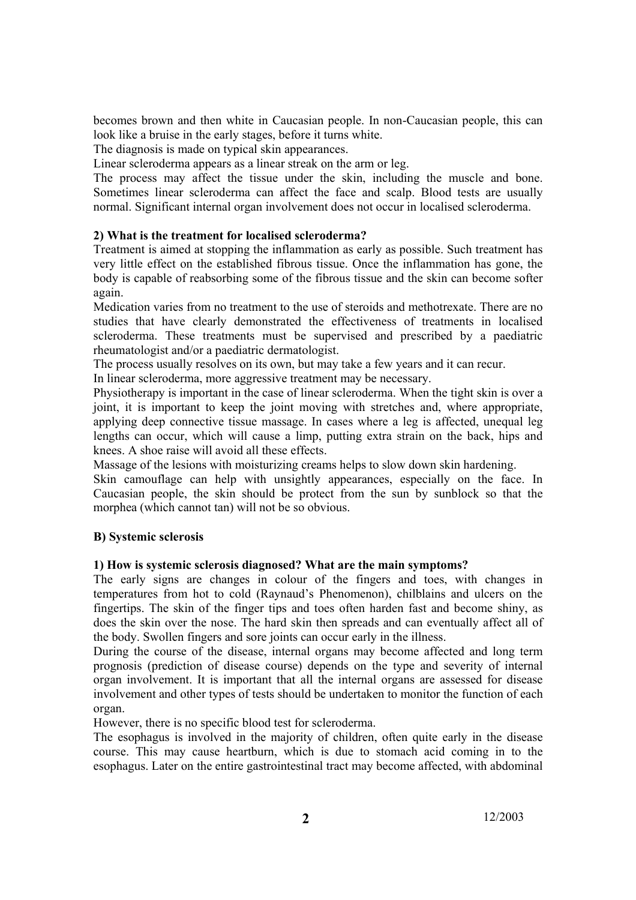becomes brown and then white in Caucasian people. In non-Caucasian people, this can look like a bruise in the early stages, before it turns white.

The diagnosis is made on typical skin appearances.

Linear scleroderma appears as a linear streak on the arm or leg.

The process may affect the tissue under the skin, including the muscle and bone. Sometimes linear scleroderma can affect the face and scalp. Blood tests are usually normal. Significant internal organ involvement does not occur in localised scleroderma.

**2) What is the treatment for localised scleroderma?**

Treatment is aimed at stopping the inflammation as early as possible. Such treatment has very little effect on the established fibrous tissue. Once the inflammation has gone, the body is capable of reabsorbing some of the fibrous tissue and the skin can become softer again.

Medication varies from no treatment to the use of steroids and methotrexate. There are no studies that have clearly demonstrated the effectiveness of treatments in localised scleroderma. These treatments must be supervised and prescribed by a paediatric rheumatologist and/or a paediatric dermatologist.

The process usually resolves on its own, but may take a few years and it can recur.

In linear scleroderma, more aggressive treatment may be necessary.

Physiotherapy is important in the case of linear scleroderma. When the tight skin is over a joint, it is important to keep the joint moving with stretches and, where appropriate, applying deep connective tissue massage. In cases where a leg is affected, unequal leg lengths can occur, which will cause a limp, putting extra strain on the back, hips and knees. A shoe raise will avoid all these effects.

Massage of the lesions with moisturizing creams helps to slow down skin hardening.

Skin camouflage can help with unsightly appearances, especially on the face. In Caucasian people, the skin should be protect from the sun by sunblock so that the morphea (which cannot tan) will not be so obvious.

**B) Systemic sclerosis**

**1) How is systemic sclerosis diagnosed? What are the main symptoms?**

The early signs are changes in colour of the fingers and toes, with changes in temperatures from hot to cold (Raynaud's Phenomenon), chilblains and ulcers on the fingertips. The skin of the finger tips and toes often harden fast and become shiny, as does the skin over the nose. The hard skin then spreads and can eventually affect all of the body. Swollen fingers and sore joints can occur early in the illness.

During the course of the disease, internal organs may become affected and long term prognosis (prediction of disease course) depends on the type and severity of internal organ involvement. It is important that all the internal organs are assessed for disease involvement and other types of tests should be undertaken to monitor the function of each organ.

However, there is no specific blood test for scleroderma.

The esophagus is involved in the majority of children, often quite early in the disease course. This may cause heartburn, which is due to stomach acid coming in to the esophagus. Later on the entire gastrointestinal tract may become affected, with abdominal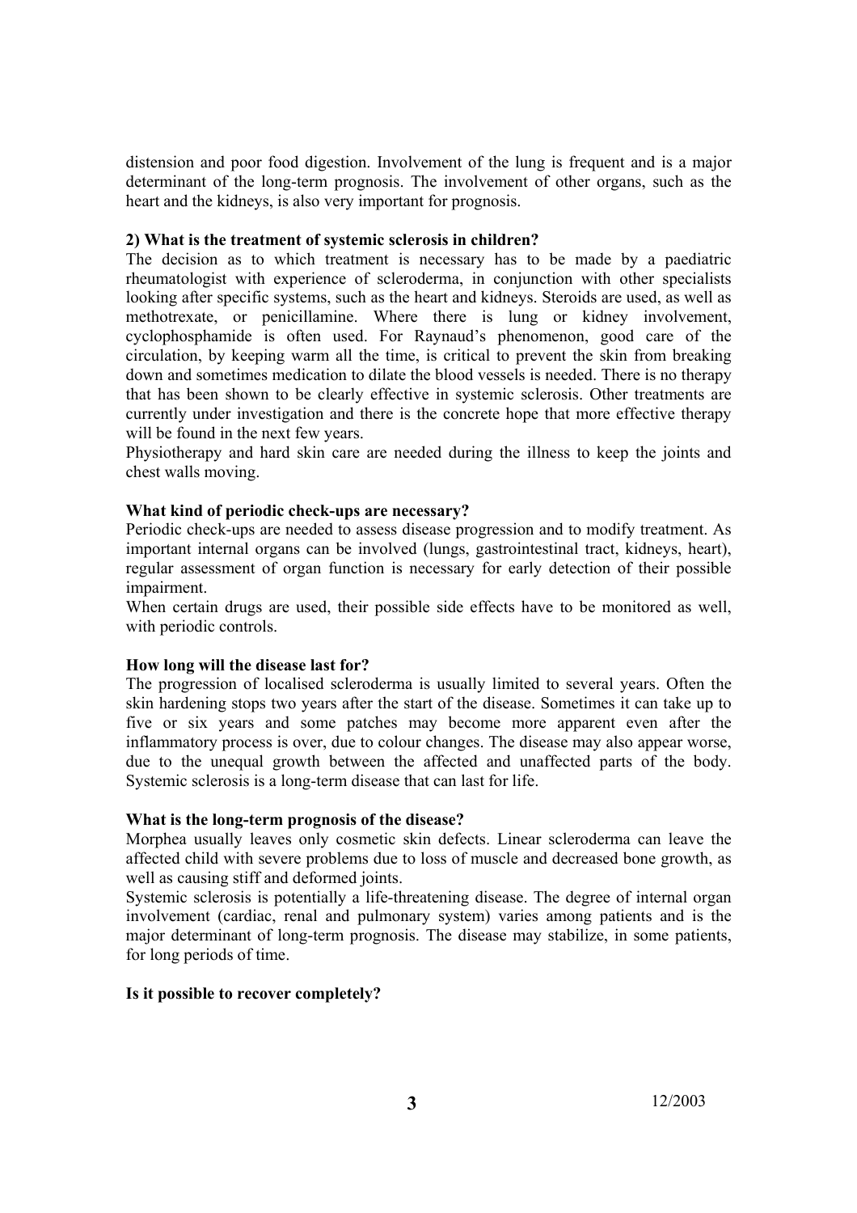distension and poor food digestion. Involvement of the lung is frequent and is a major determinant of the long-term prognosis. The involvement of other organs, such as the heart and the kidneys, is also very important for prognosis.

**2) What is the treatment of systemic sclerosis in children?**

The decision as to which treatment is necessary has to be made by a paediatric rheumatologist with experience of scleroderma, in conjunction with other specialists looking after specific systems, such as the heart and kidneys. Steroids are used, as well as methotrexate, or penicillamine. Where there is lung or kidney involvement, cyclophosphamide is often used. For Raynaud's phenomenon, good care of the circulation, by keeping warm all the time, is critical to prevent the skin from breaking down and sometimes medication to dilate the blood vessels is needed. There is no therapy that has been shown to be clearly effective in systemic sclerosis. Other treatments are currently under investigation and there is the concrete hope that more effective therapy will be found in the next few years.

Physiotherapy and hard skin care are needed during the illness to keep the joints and chest walls moving.

**What kind of periodic check-ups are necessary?**

Periodic check-ups are needed to assess disease progression and to modify treatment. As important internal organs can be involved (lungs, gastrointestinal tract, kidneys, heart), regular assessment of organ function is necessary for early detection of their possible impairment.

When certain drugs are used, their possible side effects have to be monitored as well, with periodic controls.

**How long will the disease last for?**

The progression of localised scleroderma is usually limited to several years. Often the skin hardening stops two years after the start of the disease. Sometimes it can take up to five or six years and some patches may become more apparent even after the inflammatory process is over, due to colour changes. The disease may also appear worse, due to the unequal growth between the affected and unaffected parts of the body. Systemic sclerosis is a long-term disease that can last for life.

**What is the long-term prognosis of the disease?**

Morphea usually leaves only cosmetic skin defects. Linear scleroderma can leave the affected child with severe problems due to loss of muscle and decreased bone growth, as well as causing stiff and deformed joints.

Systemic sclerosis is potentially a life-threatening disease. The degree of internal organ involvement (cardiac, renal and pulmonary system) varies among patients and is the major determinant of long-term prognosis. The disease may stabilize, in some patients, for long periods of time.

**Is it possible to recover completely?**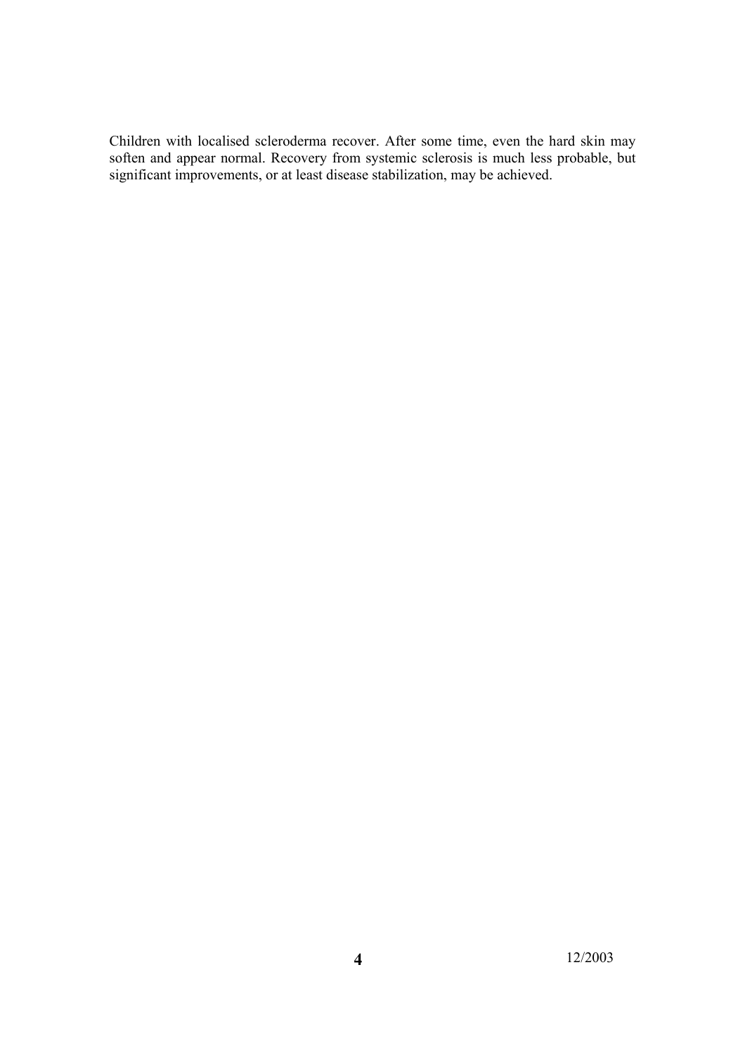Children with localised scleroderma recover. After some time, even the hard skin may soften and appear normal. Recovery from systemic sclerosis is much less probable, but significant improvements, or at least disease stabilization, may be achieved.